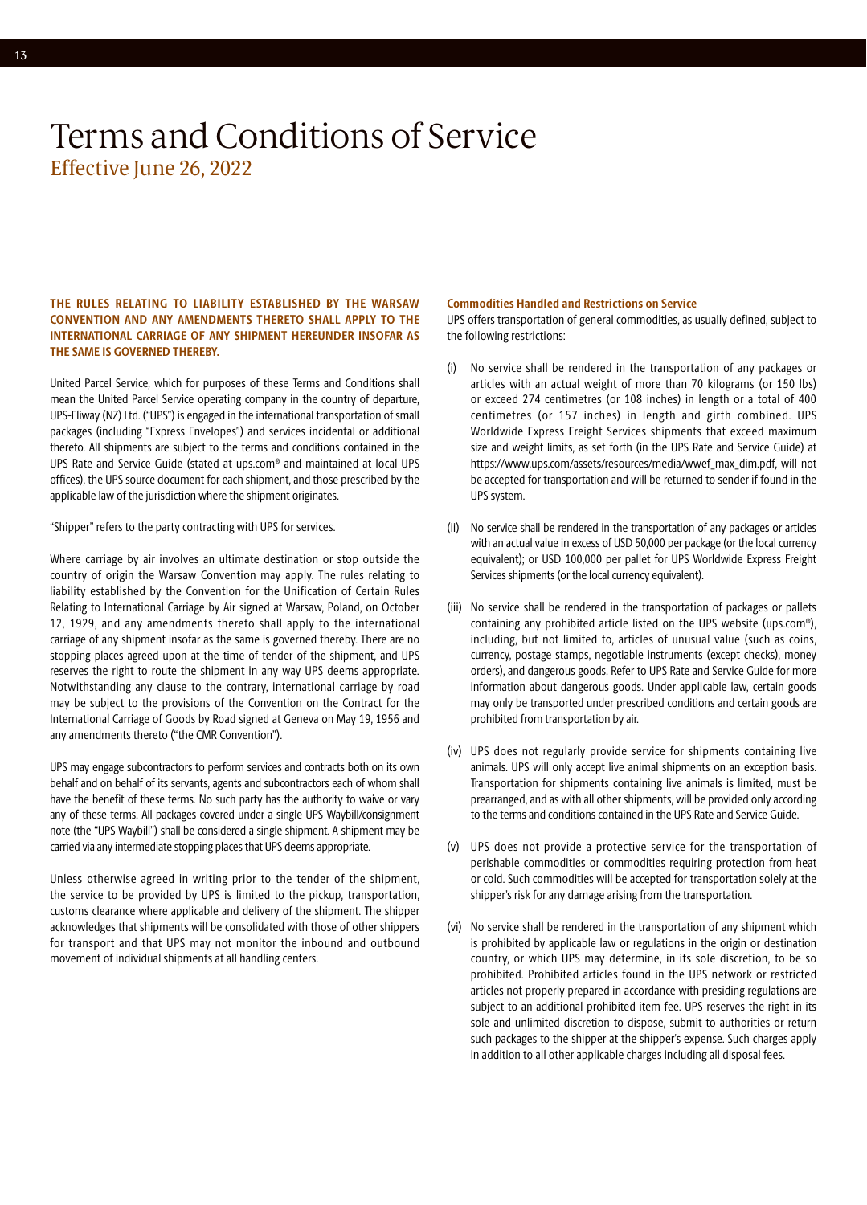# Terms and Conditions of Service

## Effective June 26, 2022

**THE RULES RELATING TO LIABILITY ESTABLISHED BY THE WARSAW CONVENTION AND ANY AMENDMENTS THERETO SHALL APPLY TO THE INTERNATIONAL CARRIAGE OF ANY SHIPMENT HEREUNDER INSOFAR AS THE SAME IS GOVERNED THEREBY.**

United Parcel Service, which for purposes of these Terms and Conditions shall mean the United Parcel Service operating company in the country of departure, UPS-Fliway (NZ) Ltd. ("UPS") is engaged in the international transportation of small packages (including "Express Envelopes") and services incidental or additional thereto. All shipments are subject to the terms and conditions contained in the UPS Rate and Service Guide (stated at ups.com® and maintained at local UPS offices), the UPS source document for each shipment, and those prescribed by the applicable law of the jurisdiction where the shipment originates.

"Shipper" refers to the party contracting with UPS for services.

Where carriage by air involves an ultimate destination or stop outside the country of origin the Warsaw Convention may apply. The rules relating to liability established by the Convention for the Unification of Certain Rules Relating to International Carriage by Air signed at Warsaw, Poland, on October 12, 1929, and any amendments thereto shall apply to the international carriage of any shipment insofar as the same is governed thereby. There are no stopping places agreed upon at the time of tender of the shipment, and UPS reserves the right to route the shipment in any way UPS deems appropriate. Notwithstanding any clause to the contrary, international carriage by road may be subject to the provisions of the Convention on the Contract for the International Carriage of Goods by Road signed at Geneva on May 19, 1956 and any amendments thereto ("the CMR Convention").

UPS may engage subcontractors to perform services and contracts both on its own behalf and on behalf of its servants, agents and subcontractors each of whom shall have the benefit of these terms. No such party has the authority to waive or vary any of these terms. All packages covered under a single UPS Waybill/consignment note (the "UPS Waybill") shall be considered a single shipment. A shipment may be carried via any intermediate stopping places that UPS deems appropriate.

Unless otherwise agreed in writing prior to the tender of the shipment, the service to be provided by UPS is limited to the pickup, transportation, customs clearance where applicable and delivery of the shipment. The shipper acknowledges that shipments will be consolidated with those of other shippers for transport and that UPS may not monitor the inbound and outbound movement of individual shipments at all handling centers.

### Commodities Handled and Restrictions on Service

UPS offers transportation of general commodities, as usually defined, subject to the following restrictions:

(i) No service shall be rendered in the transportation of any packages or articles with an actual weight of more than 70 kilograms (or 150 lbs) or exceed 274 centimetres (or 108 inches) in length or a total of 400 centimetres (or 157 inches) in length and girth combined. UPS Worldwide Express Freight Services shipments that exceed maximum size and weight limits, as set forth (in the UPS Rate and Service Guide) at https://www.ups.com/assets/resources/media/wwef_max_dim.pdf, will not be accepted for transportation and will be returned to sender if found in the UPS system.

(ii) No service shall be rendered in the transportation of any packages or articles with an actual value in excess of USD 50,000 per package (or the local currency equivalent); or USD 100,000 per pallet for UPS Worldwide Express Freight Services shipments (or the local currency equivalent).

(iii) No service shall be rendered in the transportation of packages or pallets containing any prohibited article listed on the UPS website (ups.com®), including, but not limited to, articles of unusual value (such as coins, currency, postage stamps, negotiable instruments (except checks), money orders), and dangerous goods. Refer to UPS Rate and Service Guide for more information about dangerous goods. Under applicable law, certain goods may only be transported under prescribed conditions and certain goods are prohibited from transportation by air.

(iv) UPS does not regularly provide service for shipments containing live animals. UPS will only accept live animal shipments on an exception basis. Transportation for shipments containing live animals is limited, must be prearranged, and as with all other shipments, will be provided only according to the terms and conditions contained in the UPS Rate and Service Guide.

(v) UPS does not provide a protective service for the transportation of perishable commodities or commodities requiring protection from heat or cold. Such commodities will be accepted for transportation solely at the shipper's risk for any damage arising from the transportation.

(vi) No service shall be rendered in the transportation of any shipment which is prohibited by applicable law or regulations in the origin or destination country, or which UPS may determine, in its sole discretion, to be so prohibited. Prohibited articles found in the UPS network or restricted articles not properly prepared in accordance with presiding regulations are subject to an additional prohibited item fee. UPS reserves the right in its sole and unlimited discretion to dispose, submit to authorities or return such packages to the shipper at the shipper's expense. Such charges apply in addition to all other applicable charges including all disposal fees.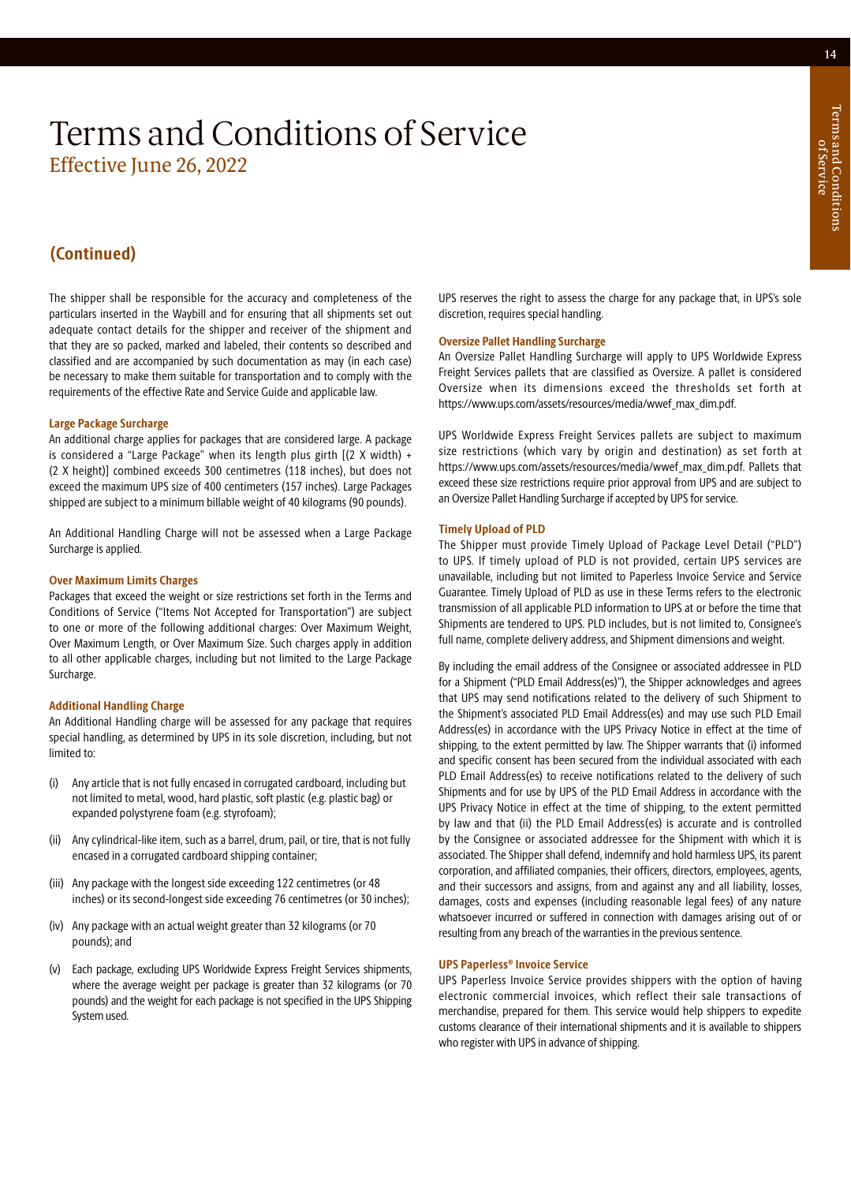# Terms and Conditions of Service

Effective June 26, 2022

## (Continued)

The shipper shall be responsible for the accuracy and completeness of the particulars inserted in the Waybill and for ensuring that all shipments set out adequate contact details for the shipper and receiver of the shipment and that they are so packed, marked and labeled, their contents so described and classified and are accompanied by such documentation as may (in each case) be necessary to make them suitable for transportation and to comply with the requirements of the effective Rate and Service Guide and applicable law.

### Large Package Surcharge

An additional charge applies for packages that are considered large. A package is considered a "Large Package" when its length plus girth [(2 X width) + (2 X height)] combined exceeds 300 centimetres (118 inches), but does not exceed the maximum UPS size of 400 centimeters (157 inches). Large Packages shipped are subject to a minimum billable weight of 40 kilograms (90 pounds).

An Additional Handling Charge will not be assessed when a Large Package Surcharge is applied.

### Over Maximum Limits Charges

Packages that exceed the weight or size restrictions set forth in the Terms and Conditions of Service ("Items Not Accepted for Transportation") are subject to one or more of the following additional charges: Over Maximum Weight, Over Maximum Length, or Over Maximum Size. Such charges apply in addition to all other applicable charges, including but not limited to the Large Package Surcharge.

### Additional Handling Charge

An Additional Handling charge will be assessed for any package that requires special handling, as determined by UPS in its sole discretion, including, but not limited to:

(i) Any article that is not fully encased in corrugated cardboard, including but not limited to metal, wood, hard plastic, soft plastic (e.g. plastic bag) or expanded polystyrene foam (e.g. styrofoam);

(ii) Any cylindrical-like item, such as a barrel, drum, pail, or tire, that is not fully encased in a corrugated cardboard shipping container;

(iii) Any package with the longest side exceeding 122 centimetres (or 48 inches) or its second-longest side exceeding 76 centimetres (or 30 inches);

(iv) Any package with an actual weight greater than 32 kilograms (or 70 pounds); and

(v) Each package, excluding UPS Worldwide Express Freight Services shipments, where the average weight per package is greater than 32 kilograms (or 70 pounds) and the weight for each package is not specified in the UPS Shipping System used.

UPS reserves the right to assess the charge for any package that, in UPS's sole discretion, requires special handling.

### Oversize Pallet Handling Surcharge

An Oversize Pallet Handling Surcharge will apply to UPS Worldwide Express Freight Services pallets that are classified as Oversize. A pallet is considered Oversize when its dimensions exceed the thresholds set forth at https://www.ups.com/assets/resources/media/wwef_max_dim.pdf.

UPS Worldwide Express Freight Services pallets are subject to maximum size restrictions (which vary by origin and destination) as set forth at https://www.ups.com/assets/resources/media/wwef_max_dim.pdf. Pallets that exceed these size restrictions require prior approval from UPS and are subject to an Oversize Pallet Handling Surcharge if accepted by UPS for service.

### Timely Upload of PLD

The Shipper must provide Timely Upload of Package Level Detail ("PLD") to UPS. If timely upload of PLD is not provided, certain UPS services are unavailable, including but not limited to Paperless Invoice Service and Service Guarantee. Timely Upload of PLD as use in these Terms refers to the electronic transmission of all applicable PLD information to UPS at or before the time that Shipments are tendered to UPS. PLD includes, but is not limited to, Consignee's full name, complete delivery address, and Shipment dimensions and weight.

By including the email address of the Consignee or associated addressee in PLD for a Shipment ("PLD Email Address(es)"), the Shipper acknowledges and agrees that UPS may send notifications related to the delivery of such Shipment to the Shipment's associated PLD Email Address(es) and may use such PLD Email Address(es) in accordance with the UPS Privacy Notice in effect at the time of shipping, to the extent permitted by law. The Shipper warrants that (i) informed and specific consent has been secured from the individual associated with each PLD Email Address(es) to receive notifications related to the delivery of such Shipments and for use by UPS of the PLD Email Address in accordance with the UPS Privacy Notice in effect at the time of shipping, to the extent permitted by law and that (ii) the PLD Email Address(es) is accurate and is controlled by the Consignee or associated addressee for the Shipment with which it is associated. The Shipper shall defend, indemnify and hold harmless UPS, its parent corporation, and affiliated companies, their officers, directors, employees, agents, and their successors and assigns, from and against any and all liability, losses, damages, costs and expenses (including reasonable legal fees) of any nature whatsoever incurred or suffered in connection with damages arising out of or resulting from any breach of the warranties in the previous sentence.

### UPS Paperless® Invoice Service

UPS Paperless Invoice Service provides shippers with the option of having electronic commercial invoices, which reflect their sale transactions of merchandise, prepared for them. This service would help shippers to expedite customs clearance of their international shipments and it is available to shippers who register with UPS in advance of shipping.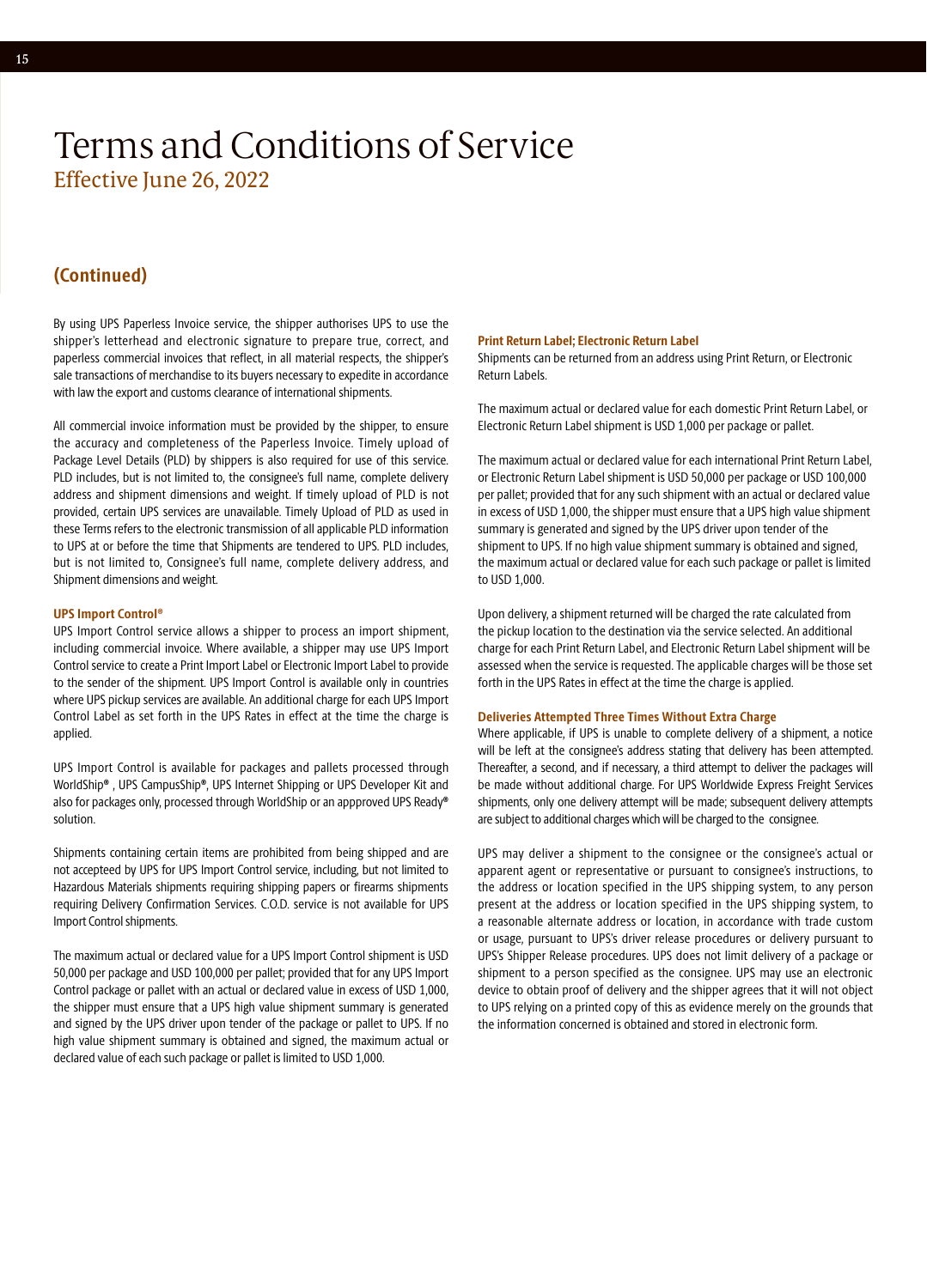# Terms and Conditions of Service

## Effective June 26, 2022

## (Continued)

By using UPS Paperless Invoice service, the shipper authorises UPS to use the shipper's letterhead and electronic signature to prepare true, correct, and paperless commercial invoices that reflect, in all material respects, the shipper's sale transactions of merchandise to its buyers necessary to expedite in accordance with law the export and customs clearance of international shipments.

All commercial invoice information must be provided by the shipper, to ensure the accuracy and completeness of the Paperless Invoice. Timely upload of Package Level Details (PLD) by shippers is also required for use of this service. PLD includes, but is not limited to, the consignee's full name, complete delivery address and shipment dimensions and weight. If timely upload of PLD is not provided, certain UPS services are unavailable. Timely Upload of PLD as used in these Terms refers to the electronic transmission of all applicable PLD information to UPS at or before the time that Shipments are tendered to UPS. PLD includes, but is not limited to, Consignee's full name, complete delivery address, and Shipment dimensions and weight.

### UPS Import Control®

UPS Import Control service allows a shipper to process an import shipment, including commercial invoice. Where available, a shipper may use UPS Import Control service to create a Print Import Label or Electronic Import Label to provide to the sender of the shipment. UPS Import Control is available only in countries where UPS pickup services are available. An additional charge for each UPS Import Control Label as set forth in the UPS Rates in effect at the time the charge is applied.

UPS Import Control is available for packages and pallets processed through WorldShip® , UPS CampusShip®, UPS Internet Shipping or UPS Developer Kit and also for packages only, processed through WorldShip or an appproved UPS Ready® solution.

Shipments containing certain items are prohibited from being shipped and are not accepteed by UPS for UPS Import Control service, including, but not limited to Hazardous Materials shipments requiring shipping papers or firearms shipments requiring Delivery Confirmation Services. C.O.D. service is not available for UPS Import Control shipments.

The maximum actual or declared value for a UPS Import Control shipment is USD 50,000 per package and USD 100,000 per pallet; provided that for any UPS Import Control package or pallet with an actual or declared value in excess of USD 1,000, the shipper must ensure that a UPS high value shipment summary is generated and signed by the UPS driver upon tender of the package or pallet to UPS. If no high value shipment summary is obtained and signed, the maximum actual or declared value of each such package or pallet is limited to USD 1,000.

### Print Return Label; Electronic Return Label

Shipments can be returned from an address using Print Return, or Electronic Return Labels.

The maximum actual or declared value for each domestic Print Return Label, or Electronic Return Label shipment is USD 1,000 per package or pallet.

The maximum actual or declared value for each international Print Return Label, or Electronic Return Label shipment is USD 50,000 per package or USD 100,000 per pallet; provided that for any such shipment with an actual or declared value in excess of USD 1,000, the shipper must ensure that a UPS high value shipment summary is generated and signed by the UPS driver upon tender of the shipment to UPS. If no high value shipment summary is obtained and signed, the maximum actual or declared value for each such package or pallet is limited to USD 1,000.

Upon delivery, a shipment returned will be charged the rate calculated from the pickup location to the destination via the service selected. An additional charge for each Print Return Label, and Electronic Return Label shipment will be assessed when the service is requested. The applicable charges will be those set forth in the UPS Rates in effect at the time the charge is applied.

### Deliveries Attempted Three Times Without Extra Charge

Where applicable, if UPS is unable to complete delivery of a shipment, a notice will be left at the consignee's address stating that delivery has been attempted. Thereafter, a second, and if necessary, a third attempt to deliver the packages will be made without additional charge. For UPS Worldwide Express Freight Services shipments, only one delivery attempt will be made; subsequent delivery attempts are subject to additional charges which will be charged to the consignee.

UPS may deliver a shipment to the consignee or the consignee's actual or apparent agent or representative or pursuant to consignee's instructions, to the address or location specified in the UPS shipping system, to any person present at the address or location specified in the UPS shipping system, to a reasonable alternate address or location, in accordance with trade custom or usage, pursuant to UPS's driver release procedures or delivery pursuant to UPS's Shipper Release procedures. UPS does not limit delivery of a package or shipment to a person specified as the consignee. UPS may use an electronic device to obtain proof of delivery and the shipper agrees that it will not object to UPS relying on a printed copy of this as evidence merely on the grounds that the information concerned is obtained and stored in electronic form.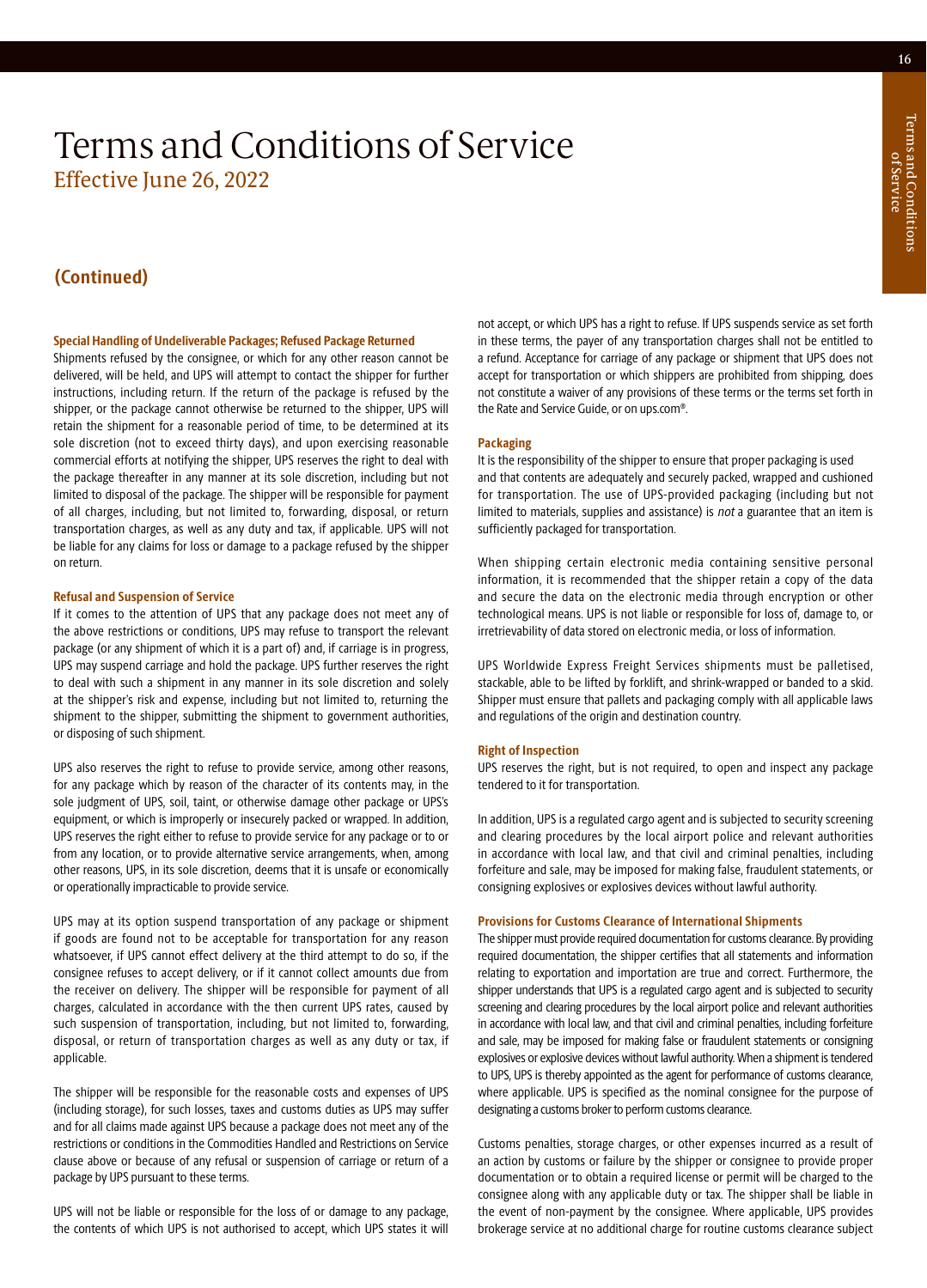# Terms and Conditions of Service

Effective June 26, 2022

## (Continued)

### Special Handling of Undeliverable Packages; Refused Package Returned

Shipments refused by the consignee, or which for any other reason cannot be delivered, will be held, and UPS will attempt to contact the shipper for further instructions, including return. If the return of the package is refused by the shipper, or the package cannot otherwise be returned to the shipper, UPS will retain the shipment for a reasonable period of time, to be determined at its sole discretion (not to exceed thirty days), and upon exercising reasonable commercial efforts at notifying the shipper, UPS reserves the right to deal with the package thereafter in any manner at its sole discretion, including but not limited to disposal of the package. The shipper will be responsible for payment of all charges, including, but not limited to, forwarding, disposal, or return transportation charges, as well as any duty and tax, if applicable. UPS will not be liable for any claims for loss or damage to a package refused by the shipper on return.

### Refusal and Suspension of Service

If it comes to the attention of UPS that any package does not meet any of the above restrictions or conditions, UPS may refuse to transport the relevant package (or any shipment of which it is a part of) and, if carriage is in progress, UPS may suspend carriage and hold the package. UPS further reserves the right to deal with such a shipment in any manner in its sole discretion and solely at the shipper's risk and expense, including but not limited to, returning the shipment to the shipper, submitting the shipment to government authorities, or disposing of such shipment.

UPS also reserves the right to refuse to provide service, among other reasons, for any package which by reason of the character of its contents may, in the sole judgment of UPS, soil, taint, or otherwise damage other package or UPS's equipment, or which is improperly or insecurely packed or wrapped. In addition, UPS reserves the right either to refuse to provide service for any package or to or from any location, or to provide alternative service arrangements, when, among other reasons, UPS, in its sole discretion, deems that it is unsafe or economically or operationally impracticable to provide service.

UPS may at its option suspend transportation of any package or shipment if goods are found not to be acceptable for transportation for any reason whatsoever, if UPS cannot effect delivery at the third attempt to do so, if the consignee refuses to accept delivery, or if it cannot collect amounts due from the receiver on delivery. The shipper will be responsible for payment of all charges, calculated in accordance with the then current UPS rates, caused by such suspension of transportation, including, but not limited to, forwarding, disposal, or return of transportation charges as well as any duty or tax, if applicable.

The shipper will be responsible for the reasonable costs and expenses of UPS (including storage), for such losses, taxes and customs duties as UPS may suffer and for all claims made against UPS because a package does not meet any of the restrictions or conditions in the Commodities Handled and Restrictions on Service clause above or because of any refusal or suspension of carriage or return of a package by UPS pursuant to these terms.

UPS will not be liable or responsible for the loss of or damage to any package, the contents of which UPS is not authorised to accept, which UPS states it will not accept, or which UPS has a right to refuse. If UPS suspends service as set forth in these terms, the payer of any transportation charges shall not be entitled to a refund. Acceptance for carriage of any package or shipment that UPS does not accept for transportation or which shippers are prohibited from shipping, does not constitute a waiver of any provisions of these terms or the terms set forth in the Rate and Service Guide, or on ups.com®.

### Packaging

It is the responsibility of the shipper to ensure that proper packaging is used and that contents are adequately and securely packed, wrapped and cushioned for transportation. The use of UPS-provided packaging (including but not limited to materials, supplies and assistance) is *not* a guarantee that an item is sufficiently packaged for transportation.

When shipping certain electronic media containing sensitive personal information, it is recommended that the shipper retain a copy of the data and secure the data on the electronic media through encryption or other technological means. UPS is not liable or responsible for loss of, damage to, or irretrievability of data stored on electronic media, or loss of information.

UPS Worldwide Express Freight Services shipments must be palletised, stackable, able to be lifted by forklift, and shrink-wrapped or banded to a skid. Shipper must ensure that pallets and packaging comply with all applicable laws and regulations of the origin and destination country.

### Right of Inspection

UPS reserves the right, but is not required, to open and inspect any package tendered to it for transportation.

In addition, UPS is a regulated cargo agent and is subjected to security screening and clearing procedures by the local airport police and relevant authorities in accordance with local law, and that civil and criminal penalties, including forfeiture and sale, may be imposed for making false, fraudulent statements, or consigning explosives or explosives devices without lawful authority.

### Provisions for Customs Clearance of International Shipments

The shipper must provide required documentation for customs clearance. By providing required documentation, the shipper certifies that all statements and information relating to exportation and importation are true and correct. Furthermore, the shipper understands that UPS is a regulated cargo agent and is subjected to security screening and clearing procedures by the local airport police and relevant authorities in accordance with local law, and that civil and criminal penalties, including forfeiture and sale, may be imposed for making false or fraudulent statements or consigning explosives or explosive devices without lawful authority. When a shipment is tendered to UPS, UPS is thereby appointed as the agent for performance of customs clearance, where applicable. UPS is specified as the nominal consignee for the purpose of designating a customs broker to perform customs clearance.

Customs penalties, storage charges, or other expenses incurred as a result of an action by customs or failure by the shipper or consignee to provide proper documentation or to obtain a required license or permit will be charged to the consignee along with any applicable duty or tax. The shipper shall be liable in the event of non-payment by the consignee. Where applicable, UPS provides brokerage service at no additional charge for routine customs clearance subject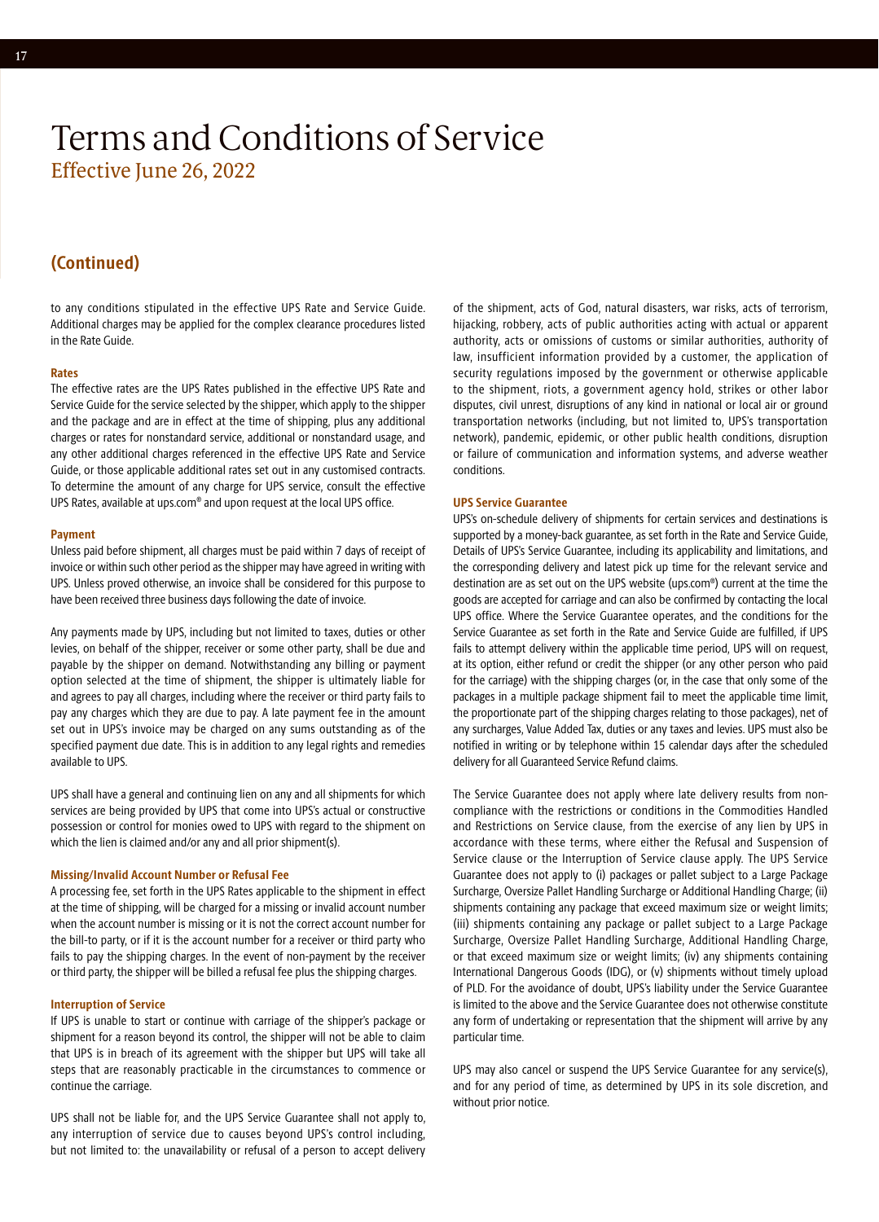# Terms and Conditions of Service

Effective June 26, 2022

## (Continued)

to any conditions stipulated in the effective UPS Rate and Service Guide. Additional charges may be applied for the complex clearance procedures listed in the Rate Guide.

### Rates

The effective rates are the UPS Rates published in the effective UPS Rate and Service Guide for the service selected by the shipper, which apply to the shipper and the package and are in effect at the time of shipping, plus any additional charges or rates for nonstandard service, additional or nonstandard usage, and any other additional charges referenced in the effective UPS Rate and Service Guide, or those applicable additional rates set out in any customised contracts. To determine the amount of any charge for UPS service, consult the effective UPS Rates, available at ups.com® and upon request at the local UPS office.

### Payment

Unless paid before shipment, all charges must be paid within 7 days of receipt of invoice or within such other period as the shipper may have agreed in writing with UPS. Unless proved otherwise, an invoice shall be considered for this purpose to have been received three business days following the date of invoice.

Any payments made by UPS, including but not limited to taxes, duties or other levies, on behalf of the shipper, receiver or some other party, shall be due and payable by the shipper on demand. Notwithstanding any billing or payment option selected at the time of shipment, the shipper is ultimately liable for and agrees to pay all charges, including where the receiver or third party fails to pay any charges which they are due to pay. A late payment fee in the amount set out in UPS's invoice may be charged on any sums outstanding as of the specified payment due date. This is in addition to any legal rights and remedies available to UPS.

UPS shall have a general and continuing lien on any and all shipments for which services are being provided by UPS that come into UPS's actual or constructive possession or control for monies owed to UPS with regard to the shipment on which the lien is claimed and/or any and all prior shipment(s).

### Missing/Invalid Account Number or Refusal Fee

A processing fee, set forth in the UPS Rates applicable to the shipment in effect at the time of shipping, will be charged for a missing or invalid account number when the account number is missing or it is not the correct account number for the bill-to party, or if it is the account number for a receiver or third party who fails to pay the shipping charges. In the event of non-payment by the receiver or third party, the shipper will be billed a refusal fee plus the shipping charges.

### Interruption of Service

If UPS is unable to start or continue with carriage of the shipper's package or shipment for a reason beyond its control, the shipper will not be able to claim that UPS is in breach of its agreement with the shipper but UPS will take all steps that are reasonably practicable in the circumstances to commence or continue the carriage.

UPS shall not be liable for, and the UPS Service Guarantee shall not apply to, any interruption of service due to causes beyond UPS's control including, but not limited to: the unavailability or refusal of a person to accept delivery of the shipment, acts of God, natural disasters, war risks, acts of terrorism, hijacking, robbery, acts of public authorities acting with actual or apparent authority, acts or omissions of customs or similar authorities, authority of law, insufficient information provided by a customer, the application of security regulations imposed by the government or otherwise applicable to the shipment, riots, a government agency hold, strikes or other labor disputes, civil unrest, disruptions of any kind in national or local air or ground transportation networks (including, but not limited to, UPS's transportation network), pandemic, epidemic, or other public health conditions, disruption or failure of communication and information systems, and adverse weather conditions.

### UPS Service Guarantee

UPS's on-schedule delivery of shipments for certain services and destinations is supported by a money-back guarantee, as set forth in the Rate and Service Guide, Details of UPS's Service Guarantee, including its applicability and limitations, and the corresponding delivery and latest pick up time for the relevant service and destination are as set out on the UPS website (ups.com®) current at the time the goods are accepted for carriage and can also be confirmed by contacting the local UPS office. Where the Service Guarantee operates, and the conditions for the Service Guarantee as set forth in the Rate and Service Guide are fulfilled, if UPS fails to attempt delivery within the applicable time period, UPS will on request, at its option, either refund or credit the shipper (or any other person who paid for the carriage) with the shipping charges (or, in the case that only some of the packages in a multiple package shipment fail to meet the applicable time limit, the proportionate part of the shipping charges relating to those packages), net of any surcharges, Value Added Tax, duties or any taxes and levies. UPS must also be notified in writing or by telephone within 15 calendar days after the scheduled delivery for all Guaranteed Service Refund claims.

The Service Guarantee does not apply where late delivery results from non-compliance with the restrictions or conditions in the Commodities Handled and Restrictions on Service clause, from the exercise of any lien by UPS in accordance with these terms, where either the Refusal and Suspension of Service clause or the Interruption of Service clause apply. The UPS Service Guarantee does not apply to (i) packages or pallet subject to a Large Package Surcharge, Oversize Pallet Handling Surcharge or Additional Handling Charge; (ii) shipments containing any package that exceed maximum size or weight limits; (iii) shipments containing any package or pallet subject to a Large Package Surcharge, Oversize Pallet Handling Surcharge, Additional Handling Charge, or that exceed maximum size or weight limits; (iv) any shipments containing International Dangerous Goods (IDG), or (v) shipments without timely upload of PLD. For the avoidance of doubt, UPS's liability under the Service Guarantee is limited to the above and the Service Guarantee does not otherwise constitute any form of undertaking or representation that the shipment will arrive by any particular time.

UPS may also cancel or suspend the UPS Service Guarantee for any service(s), and for any period of time, as determined by UPS in its sole discretion, and without prior notice.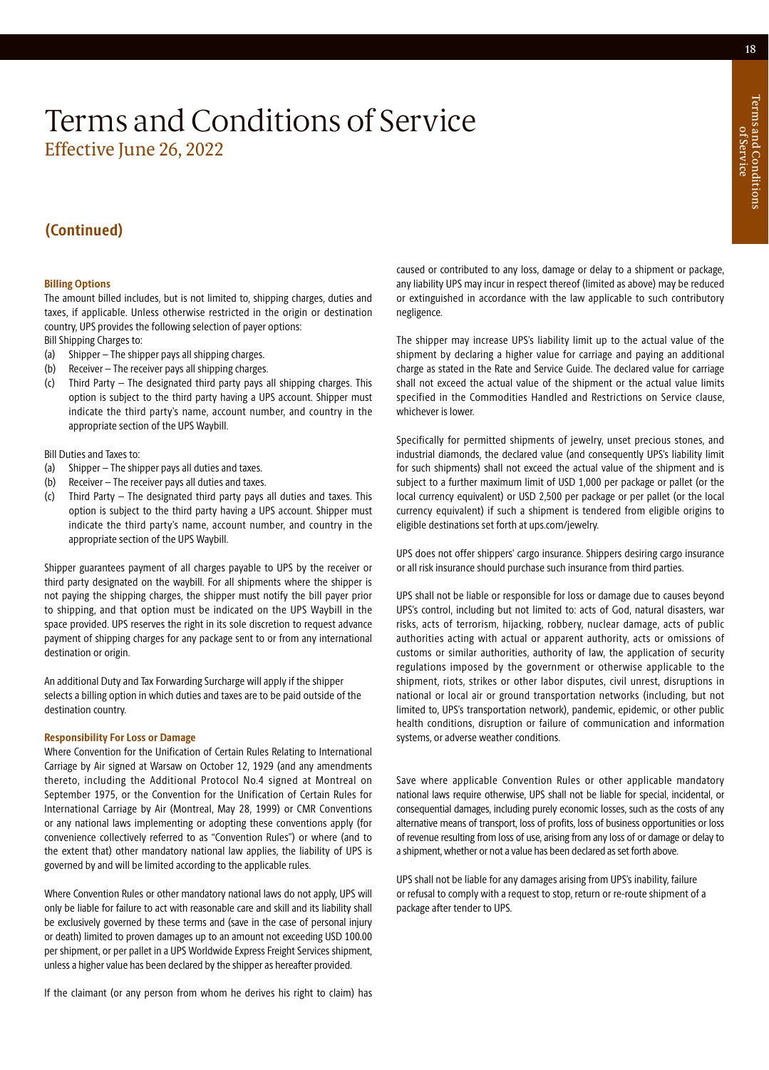# Terms and Conditions of Service

Effective June 26, 2022

## (Continued)

### Billing Options

The amount billed includes, but is not limited to, shipping charges, duties and taxes, if applicable. Unless otherwise restricted in the origin or destination country, UPS provides the following selection of payer options:

Bill Shipping Charges to:

(a) Shipper – The shipper pays all shipping charges.

(b) Receiver – The receiver pays all shipping charges.

(c) Third Party – The designated third party pays all shipping charges. This option is subject to the third party having a UPS account. Shipper must indicate the third party's name, account number, and country in the appropriate section of the UPS Waybill.

Bill Duties and Taxes to:

(a) Shipper – The shipper pays all duties and taxes.

(b) Receiver – The receiver pays all duties and taxes.

(c) Third Party – The designated third party pays all duties and taxes. This option is subject to the third party having a UPS account. Shipper must indicate the third party's name, account number, and country in the appropriate section of the UPS Waybill.

Shipper guarantees payment of all charges payable to UPS by the receiver or third party designated on the waybill. For all shipments where the shipper is not paying the shipping charges, the shipper must notify the bill payer prior to shipping, and that option must be indicated on the UPS Waybill in the space provided. UPS reserves the right in its sole discretion to request advance payment of shipping charges for any package sent to or from any international destination or origin.

An additional Duty and Tax Forwarding Surcharge will apply if the shipper selects a billing option in which duties and taxes are to be paid outside of the destination country.

### Responsibility For Loss or Damage

Where Convention for the Unification of Certain Rules Relating to International Carriage by Air signed at Warsaw on October 12, 1929 (and any amendments thereto, including the Additional Protocol No.4 signed at Montreal on September 1975, or the Convention for the Unification of Certain Rules for International Carriage by Air (Montreal, May 28, 1999) or CMR Conventions or any national laws implementing or adopting these conventions apply (for convenience collectively referred to as "Convention Rules") or where (and to the extent that) other mandatory national law applies, the liability of UPS is governed by and will be limited according to the applicable rules.

Where Convention Rules or other mandatory national laws do not apply, UPS will only be liable for failure to act with reasonable care and skill and its liability shall be exclusively governed by these terms and (save in the case of personal injury or death) limited to proven damages up to an amount not exceeding USD 100.00 per shipment, or per pallet in a UPS Worldwide Express Freight Services shipment, unless a higher value has been declared by the shipper as hereafter provided.

If the claimant (or any person from whom he derives his right to claim) has caused or contributed to any loss, damage or delay to a shipment or package, any liability UPS may incur in respect thereof (limited as above) may be reduced or extinguished in accordance with the law applicable to such contributory negligence.

The shipper may increase UPS's liability limit up to the actual value of the shipment by declaring a higher value for carriage and paying an additional charge as stated in the Rate and Service Guide. The declared value for carriage shall not exceed the actual value of the shipment or the actual value limits specified in the Commodities Handled and Restrictions on Service clause, whichever is lower.

Specifically for permitted shipments of jewelry, unset precious stones, and industrial diamonds, the declared value (and consequently UPS's liability limit for such shipments) shall not exceed the actual value of the shipment and is subject to a further maximum limit of USD 1,000 per package or pallet (or the local currency equivalent) or USD 2,500 per package or per pallet (or the local currency equivalent) if such a shipment is tendered from eligible origins to eligible destinations set forth at ups.com/jewelry.

UPS does not offer shippers' cargo insurance. Shippers desiring cargo insurance or all risk insurance should purchase such insurance from third parties.

UPS shall not be liable or responsible for loss or damage due to causes beyond UPS's control, including but not limited to: acts of God, natural disasters, war risks, acts of terrorism, hijacking, robbery, nuclear damage, acts of public authorities acting with actual or apparent authority, acts or omissions of customs or similar authorities, authority of law, the application of security regulations imposed by the government or otherwise applicable to the shipment, riots, strikes or other labor disputes, civil unrest, disruptions in national or local air or ground transportation networks (including, but not limited to, UPS's transportation network), pandemic, epidemic, or other public health conditions, disruption or failure of communication and information systems, or adverse weather conditions.

Save where applicable Convention Rules or other applicable mandatory national laws require otherwise, UPS shall not be liable for special, incidental, or consequential damages, including purely economic losses, such as the costs of any alternative means of transport, loss of profits, loss of business opportunities or loss of revenue resulting from loss of use, arising from any loss of or damage or delay to a shipment, whether or not a value has been declared as set forth above.

UPS shall not be liable for any damages arising from UPS's inability, failure or refusal to comply with a request to stop, return or re-route shipment of a package after tender to UPS.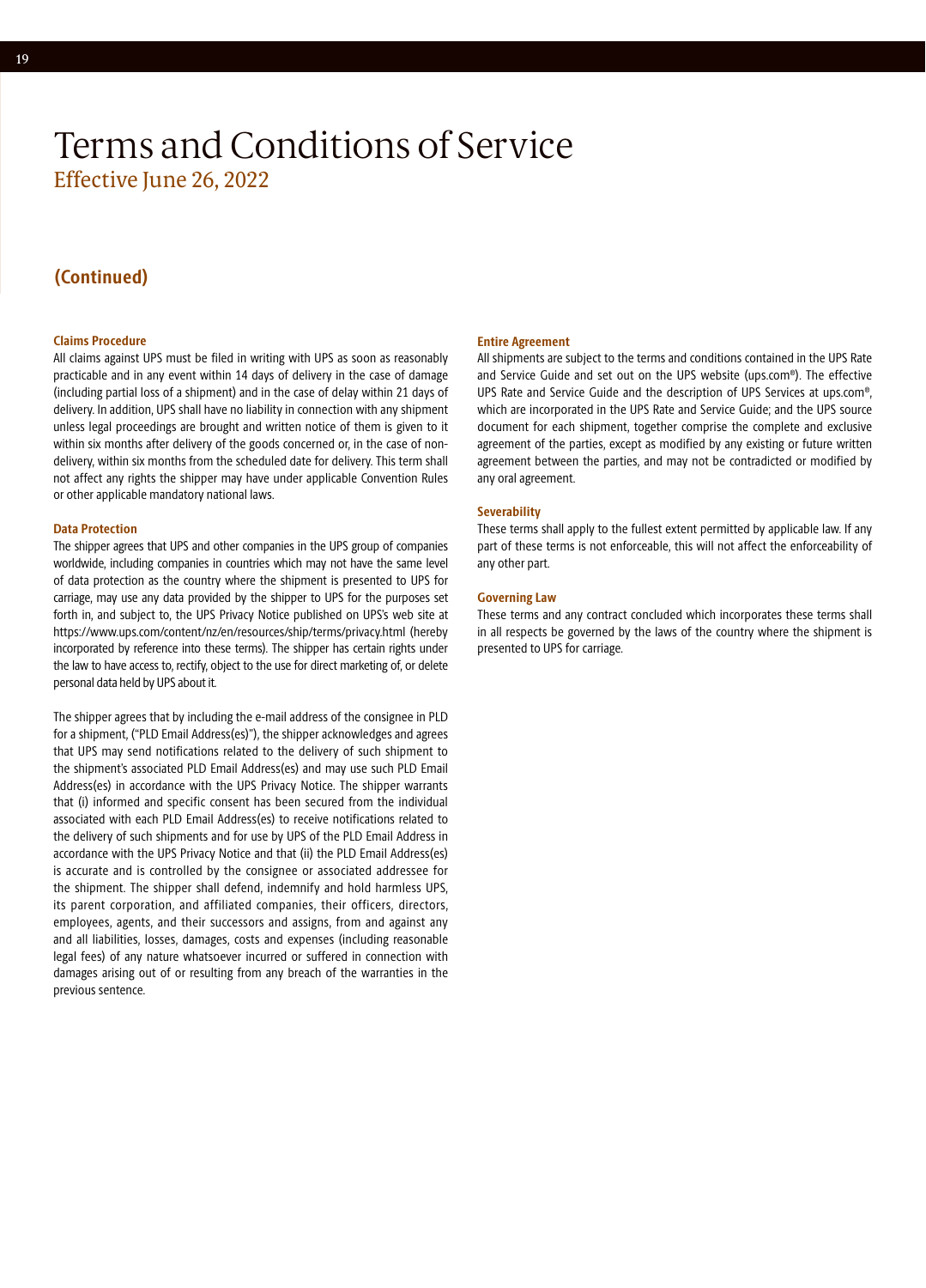# Terms and Conditions of Service

## Effective June 26, 2022

## (Continued)

### Claims Procedure

All claims against UPS must be filed in writing with UPS as soon as reasonably practicable and in any event within 14 days of delivery in the case of damage (including partial loss of a shipment) and in the case of delay within 21 days of delivery. In addition, UPS shall have no liability in connection with any shipment unless legal proceedings are brought and written notice of them is given to it within six months after delivery of the goods concerned or, in the case of non-delivery, within six months from the scheduled date for delivery. This term shall not affect any rights the shipper may have under applicable Convention Rules or other applicable mandatory national laws.

### Data Protection

The shipper agrees that UPS and other companies in the UPS group of companies worldwide, including companies in countries which may not have the same level of data protection as the country where the shipment is presented to UPS for carriage, may use any data provided by the shipper to UPS for the purposes set forth in, and subject to, the UPS Privacy Notice published on UPS's web site at https://www.ups.com/content/nz/en/resources/ship/terms/privacy.html (hereby incorporated by reference into these terms). The shipper has certain rights under the law to have access to, rectify, object to the use for direct marketing of, or delete personal data held by UPS about it.

The shipper agrees that by including the e-mail address of the consignee in PLD for a shipment, ("PLD Email Address(es)"), the shipper acknowledges and agrees that UPS may send notifications related to the delivery of such shipment to the shipment's associated PLD Email Address(es) and may use such PLD Email Address(es) in accordance with the UPS Privacy Notice. The shipper warrants that (i) informed and specific consent has been secured from the individual associated with each PLD Email Address(es) to receive notifications related to the delivery of such shipments and for use by UPS of the PLD Email Address in accordance with the UPS Privacy Notice and that (ii) the PLD Email Address(es) is accurate and is controlled by the consignee or associated addressee for the shipment. The shipper shall defend, indemnify and hold harmless UPS, its parent corporation, and affiliated companies, their officers, directors, employees, agents, and their successors and assigns, from and against any and all liabilities, losses, damages, costs and expenses (including reasonable legal fees) of any nature whatsoever incurred or suffered in connection with damages arising out of or resulting from any breach of the warranties in the previous sentence.

### Entire Agreement

All shipments are subject to the terms and conditions contained in the UPS Rate and Service Guide and set out on the UPS website (ups.com®). The effective UPS Rate and Service Guide and the description of UPS Services at ups.com®, which are incorporated in the UPS Rate and Service Guide; and the UPS source document for each shipment, together comprise the complete and exclusive agreement of the parties, except as modified by any existing or future written agreement between the parties, and may not be contradicted or modified by any oral agreement.

### Severability

These terms shall apply to the fullest extent permitted by applicable law. If any part of these terms is not enforceable, this will not affect the enforceability of any other part.

### Governing Law

These terms and any contract concluded which incorporates these terms shall in all respects be governed by the laws of the country where the shipment is presented to UPS for carriage.